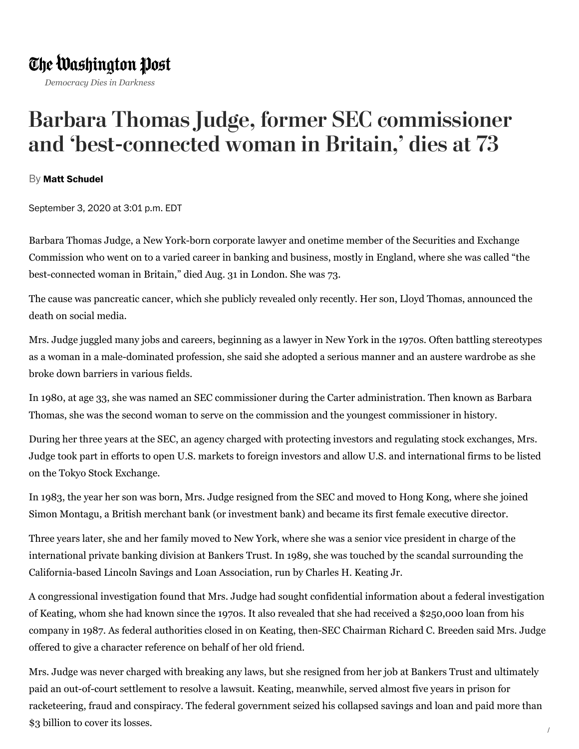The Washington Post

*Democracy Dies in Darkness*

# Barbara Thomas Judge, former SEC commissioner and 'best-connected woman in Britain,' dies at 73

By **Matt Schudel**

September 3, 2020 at 3:01 p.m. EDT

Barbara Thomas Judge, a New York-born corporate lawyer and onetime member of the Securities and Exchange Commission who went on to a varied career in banking and business, mostly in England, where she was called "the best-connected woman in Britain," died Aug. 31 in London. She was 73.

The cause was pancreatic cancer, which she publicly revealed only recently. Her son, Lloyd Thomas, announced the death on social media.

Mrs. Judge juggled many jobs and careers, beginning as a lawyer in New York in the 1970s. Often battling stereotypes as a woman in a male-dominated profession, she said she adopted a serious manner and an austere wardrobe as she broke down barriers in various fields.

In 1980, at age 33, she was named an SEC commissioner during the Carter administration. Then known as Barbara Thomas, she was the second woman to serve on the commission and the youngest commissioner in history.

During her three years at the SEC, an agency charged with protecting investors and regulating stock exchanges, Mrs. Judge took part in efforts to open U.S. markets to foreign investors and allow U.S. and international firms to be listed on the Tokyo Stock Exchange.

In 1983, the year her son was born, Mrs. Judge resigned from the SEC and moved to Hong Kong, where she joined Simon Montagu, a British merchant bank (or investment bank) and became its first female executive director.

Three years later, she and her family moved to New York, where she was a senior vice president in charge of the international private banking division at Bankers Trust. In 1989, she was touched by the scandal surrounding the California-based Lincoln Savings and Loan Association, run by Charles H. Keating Jr.

A congressional investigation found that Mrs. Judge had sought confidential information about a federal investigation of Keating, whom she had known since the 1970s. It also revealed that she had received a $250,000 loan from his company in 1987. As federal authorities closed in on Keating, then-SEC Chairman Richard C. Breeden said Mrs. Judge offered to give a character reference on behalf of her old friend.

Mrs. Judge was never charged with breaking any laws, but she resigned from her job at Bankers Trust and ultimately paid an out-of-court settlement to resolve a lawsuit. Keating, meanwhile, served almost five years in prison for racketeering, fraud and conspiracy. The federal government seized his collapsed savings and loan and paid more than $3 billion to cover its losses.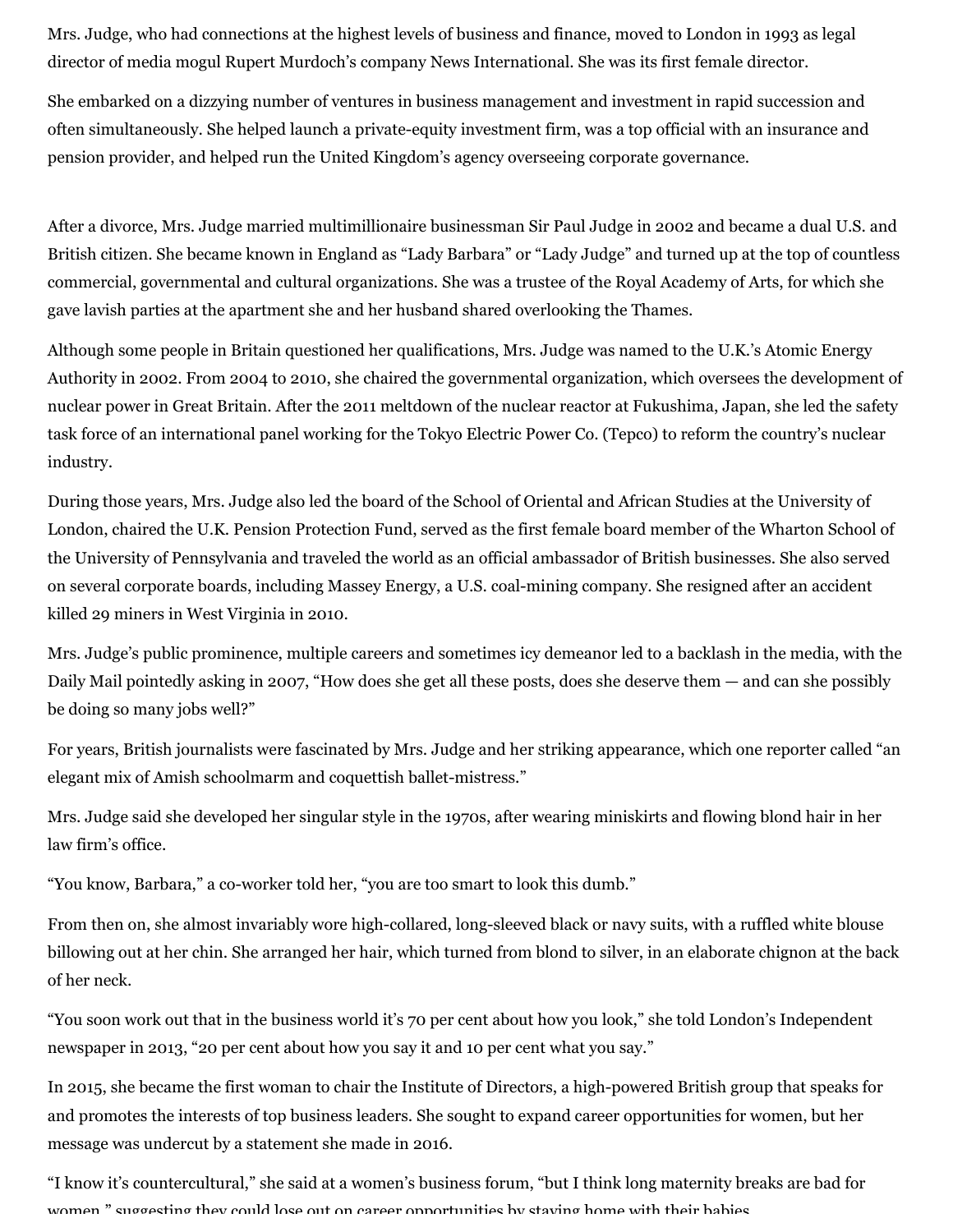Mrs. Judge, who had connections at the highest levels of business and finance, moved to London in 1993 as legal director of media mogul Rupert Murdoch's company News International. She was its first female director.

She embarked on a dizzying number of ventures in business management and investment in rapid succession and often simultaneously. She helped launch a private-equity investment firm, was a top official with an insurance and pension provider, and helped run the United Kingdom's agency overseeing corporate governance.

After a divorce, Mrs. Judge married multimillionaire businessman Sir Paul Judge in 2002 and became a dual U.S. and British citizen. She became known in England as "Lady Barbara" or "Lady Judge" and turned up at the top of countless commercial, governmental and cultural organizations. She was a trustee of the Royal Academy of Arts, for which she gave lavish parties at the apartment she and her husband shared overlooking the Thames.

Although some people in Britain questioned her qualifications, Mrs. Judge was named to the U.K.'s Atomic Energy Authority in 2002. From 2004 to 2010, she chaired the governmental organization, which oversees the development of nuclear power in Great Britain. After the 2011 meltdown of the nuclear reactor at Fukushima, Japan, she led the safety task force of an international panel working for the Tokyo Electric Power Co. (Tepco) to reform the country's nuclear industry.

During those years, Mrs. Judge also led the board of the School of Oriental and African Studies at the University of London, chaired the U.K. Pension Protection Fund, served as the first female board member of the Wharton School of the University of Pennsylvania and traveled the world as an official ambassador of British businesses. She also served on several corporate boards, including Massey Energy, a U.S. coal-mining company. She resigned after an accident killed 29 miners in West Virginia in 2010.

Mrs. Judge's public prominence, multiple careers and sometimes icy demeanor led to a backlash in the media, with the Daily Mail pointedly asking in 2007, "How does she get all these posts, does she deserve them — and can she possibly be doing so many jobs well?"

For years, British journalists were fascinated by Mrs. Judge and her striking appearance, which one reporter called "an elegant mix of Amish schoolmarm and coquettish ballet-mistress."

Mrs. Judge said she developed her singular style in the 1970s, after wearing miniskirts and flowing blond hair in her law firm's office.

"You know, Barbara," a co-worker told her, "you are too smart to look this dumb."

From then on, she almost invariably wore high-collared, long-sleeved black or navy suits, with a ruffled white blouse billowing out at her chin. She arranged her hair, which turned from blond to silver, in an elaborate chignon at the back of her neck.

"You soon work out that in the business world it's 70 per cent about how you look," she told London's Independent newspaper in 2013, "20 per cent about how you say it and 10 per cent what you say."

In 2015, she became the first woman to chair the Institute of Directors, a high-powered British group that speaks for and promotes the interests of top business leaders. She sought to expand career opportunities for women, but her message was undercut by a statement she made in 2016.

"I know it's countercultural," she said at a women's business forum, "but I think long maternity breaks are bad for women," suggesting they could lose out on career opportunities by staying home with their babies.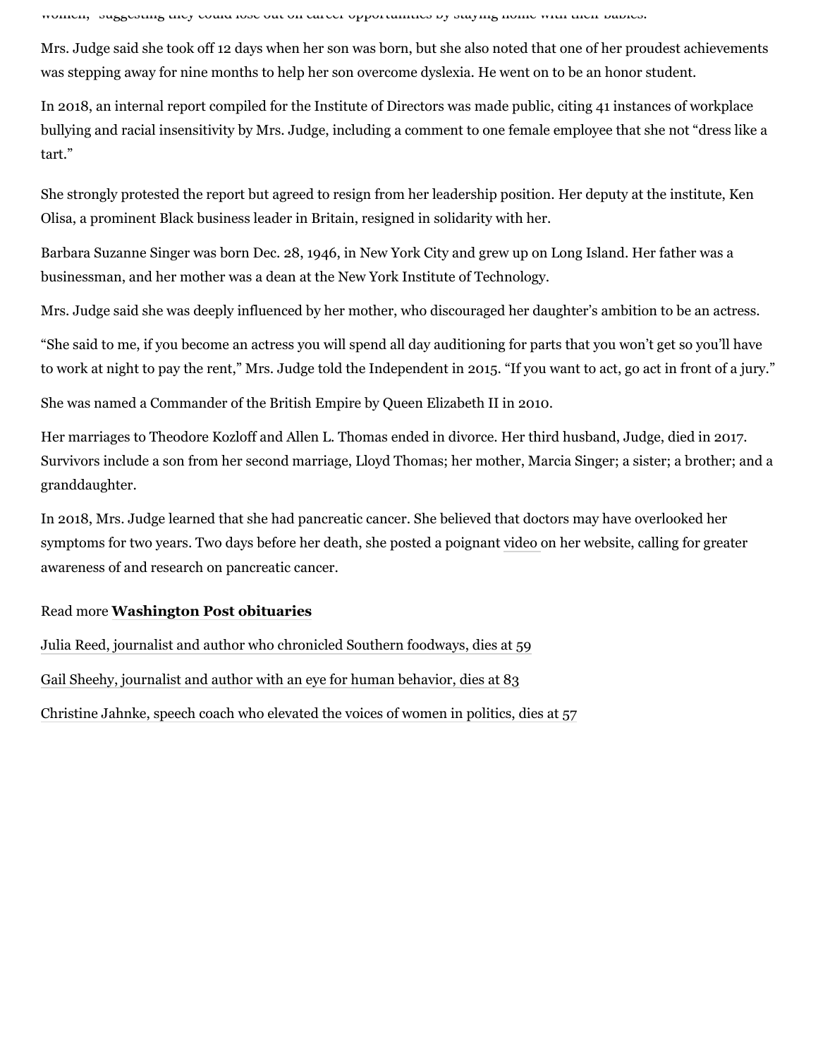women," suggesting they could lose out on career opportunities by staying home with their babies.

Mrs. Judge said she took off 12 days when her son was born, but she also noted that one of her proudest achievements was stepping away for nine months to help her son overcome dyslexia. He went on to be an honor student.

In 2018, an internal report compiled for the Institute of Directors was made public, citing 41 instances of workplace bullying and racial insensitivity by Mrs. Judge, including a comment to one female employee that she not "dress like a tart."

She strongly protested the report but agreed to resign from her leadership position. Her deputy at the institute, Ken Olisa, a prominent Black business leader in Britain, resigned in solidarity with her.

Barbara Suzanne Singer was born Dec. 28, 1946, in New York City and grew up on Long Island. Her father was a businessman, and her mother was a dean at the New York Institute of Technology.

Mrs. Judge said she was deeply influenced by her mother, who discouraged her daughter's ambition to be an actress.

"She said to me, if you become an actress you will spend all day auditioning for parts that you won't get so you'll have to work at night to pay the rent," Mrs. Judge told the Independent in 2015. "If you want to act, go act in front of a jury."

She was named a Commander of the British Empire by Queen Elizabeth II in 2010.

Her marriages to Theodore Kozloff and Allen L. Thomas ended in divorce. Her third husband, Judge, died in 2017. Survivors include a son from her second marriage, Lloyd Thomas; her mother, Marcia Singer; a sister; a brother; and a granddaughter.

In 2018, Mrs. Judge learned that she had pancreatic cancer. She believed that doctors may have overlooked her symptoms for two years. Two days before her death, she posted a poignant video on her website, calling for greater awareness of and research on pancreatic cancer.

Read more **Washington Post obituaries**

Julia Reed, journalist and author who chronicled Southern foodways, dies at 59

Gail Sheehy, journalist and author with an eye for human behavior, dies at 83

Christine Jahnke, speech coach who elevated the voices of women in politics, dies at 57